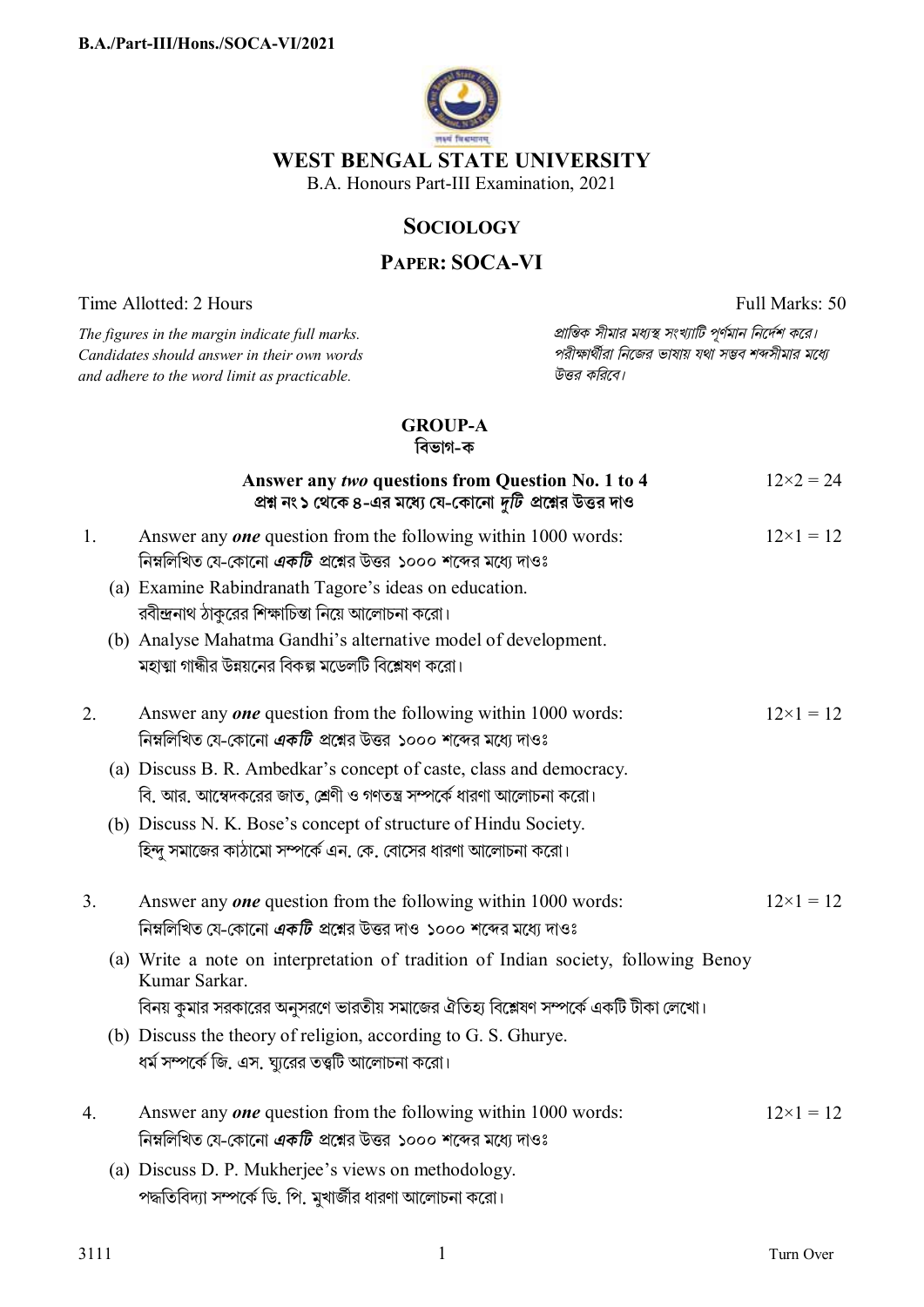# WEST BENGAL STATE UNIVERSITY

B.A. Honours Part-III Examination, 2021

## SOCIOLOGY

## PAPER: SOCA-VI

Time Allotted: 2 Hours — Full Marks: 50

*The figures in the margin indicate full marks. Candidates should answer in their own words and adhere to the word limit as practicable.*

*প্রান্তিক সীমার মধ্যস্থ সংখ্যাটি পূর্ণমান নির্দেশ করে। পরীক্ষার্থীরা নিজের ভাষায় যথা সম্ভব শব্দসীমার মধ্যে উত্তর করিবে।*

### GROUP-A
### বিভাগ-ক

**Answer any *two* questions from Question No. 1 to 4** — $12\times2 = 24$

**প্রশ্ন নং ১ থেকে ৪-এর মধ্যে যে-কোনো *দুটি* প্রশ্নের উত্তর দাও**

1. Answer any ***one*** question from the following within 1000 words: — $12\times1 = 12$

   নিম্নলিখিত যে-কোনো ***একটি*** প্রশ্নের উত্তর ১০০০ শব্দের মধ্যে দাওঃ

   (a) Examine Rabindranath Tagore's ideas on education.
   রবীন্দ্রনাথ ঠাকুরের শিক্ষাচিন্তা নিয়ে আলোচনা করো।

   (b) Analyse Mahatma Gandhi's alternative model of development.
   মহাত্মা গান্ধীর উন্নয়নের বিকল্প মডেলটি বিশ্লেষণ করো।

2. Answer any ***one*** question from the following within 1000 words: — $12\times1 = 12$

   নিম্নলিখিত যে-কোনো ***একটি*** প্রশ্নের উত্তর ১০০০ শব্দের মধ্যে দাওঃ

   (a) Discuss B. R. Ambedkar's concept of caste, class and democracy.
   বি. আর. আম্বেদকরের জাত, শ্রেণী ও গণতন্ত্র সম্পর্কে ধারণা আলোচনা করো।

   (b) Discuss N. K. Bose's concept of structure of Hindu Society.
   হিন্দু সমাজের কাঠামো সম্পর্কে এন. কে. বোসের ধারণা আলোচনা করো।

3. Answer any ***one*** question from the following within 1000 words: — $12\times1 = 12$

   নিম্নলিখিত যে-কোনো ***একটি*** প্রশ্নের উত্তর দাও ১০০০ শব্দের মধ্যে দাওঃ

   (a) Write a note on interpretation of tradition of Indian society, following Benoy Kumar Sarkar.
   বিনয় কুমার সরকারের অনুসরণে ভারতীয় সমাজের ঐতিহ্য বিশ্লেষণ সম্পর্কে একটি টীকা লেখো।

   (b) Discuss the theory of religion, according to G. S. Ghurye.
   ধর্ম সম্পর্কে জি. এস. ঘ্যুরের তত্ত্বটি আলোচনা করো।

4. Answer any ***one*** question from the following within 1000 words: — $12\times1 = 12$

   নিম্নলিখিত যে-কোনো ***একটি*** প্রশ্নের উত্তর ১০০০ শব্দের মধ্যে দাওঃ

   (a) Discuss D. P. Mukherjee's views on methodology.
   পদ্ধতিবিদ্যা সম্পর্কে ডি. পি. মুখার্জীর ধারণা আলোচনা করো।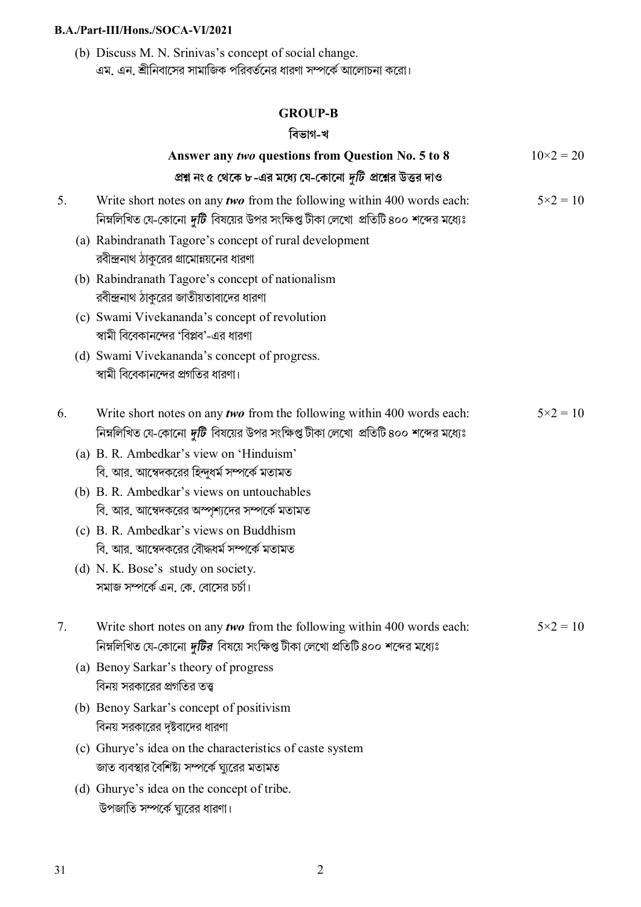(b) Discuss M. N. Srinivas's concept of social change.
এম. এন. শ্রীনিবাসের সামাজিক পরিবর্তনের ধারণা সম্পর্কে আলোচনা করো।

## GROUP-B

## বিভাগ-খ

**Answer any *two* questions from Question No. 5 to 8** $10\times2 = 20$

**প্রশ্ন নং ৫ থেকে ৮-এর মধ্যে যে-কোনো *দুটি* প্রশ্নের উত্তর দাও**

5. Write short notes on any ***two*** from the following within 400 words each: $5\times2 = 10$
নিম্নলিখিত যে-কোনো ***দুটি*** বিষয়ের উপর সংক্ষিপ্ত টীকা লেখো প্রতিটি ৪০০ শব্দের মধ্যেঃ

(a) Rabindranath Tagore's concept of rural development
রবীন্দ্রনাথ ঠাকুরের গ্রামোন্নয়নের ধারণা

(b) Rabindranath Tagore's concept of nationalism
রবীন্দ্রনাথ ঠাকুরের জাতীয়তাবাদের ধারণা

(c) Swami Vivekananda's concept of revolution
স্বামী বিবেকানন্দের 'বিপ্লব'-এর ধারণা

(d) Swami Vivekananda's concept of progress.
স্বামী বিবেকানন্দের প্রগতির ধারণা।

6. Write short notes on any ***two*** from the following within 400 words each: $5\times2 = 10$
নিম্নলিখিত যে-কোনো ***দুটি*** বিষয়ের উপর সংক্ষিপ্ত টীকা লেখো প্রতিটি ৪০০ শব্দের মধ্যেঃ

(a) B. R. Ambedkar's view on 'Hinduism'
বি. আর. আম্বেদকরের হিন্দুধর্ম সম্পর্কে মতামত

(b) B. R. Ambedkar's views on untouchables
বি. আর. আম্বেদকরের অস্পৃশ্যদের সম্পর্কে মতামত

(c) B. R. Ambedkar's views on Buddhism
বি. আর. আম্বেদকরের বৌদ্ধধর্ম সম্পর্কে মতামত

(d) N. K. Bose's study on society.
সমাজ সম্পর্কে এন. কে. বোসের চর্চা।

7. Write short notes on any ***two*** from the following within 400 words each: $5\times2 = 10$
নিম্নলিখিত যে-কোনো ***দুটির*** বিষয়ে সংক্ষিপ্ত টীকা লেখো প্রতিটি ৪০০ শব্দের মধ্যেঃ

(a) Benoy Sarkar's theory of progress
বিনয় সরকারের প্রগতির তত্ত্ব

(b) Benoy Sarkar's concept of positivism
বিনয় সরকারের দৃষ্টবাদের ধারণা

(c) Ghurye's idea on the characteristics of caste system
জাত ব্যবস্থার বৈশিষ্ট্য সম্পর্কে ঘ্যুরের মতামত

(d) Ghurye's idea on the concept of tribe.
উপজাতি সম্পর্কে ঘ্যুরের ধারণা।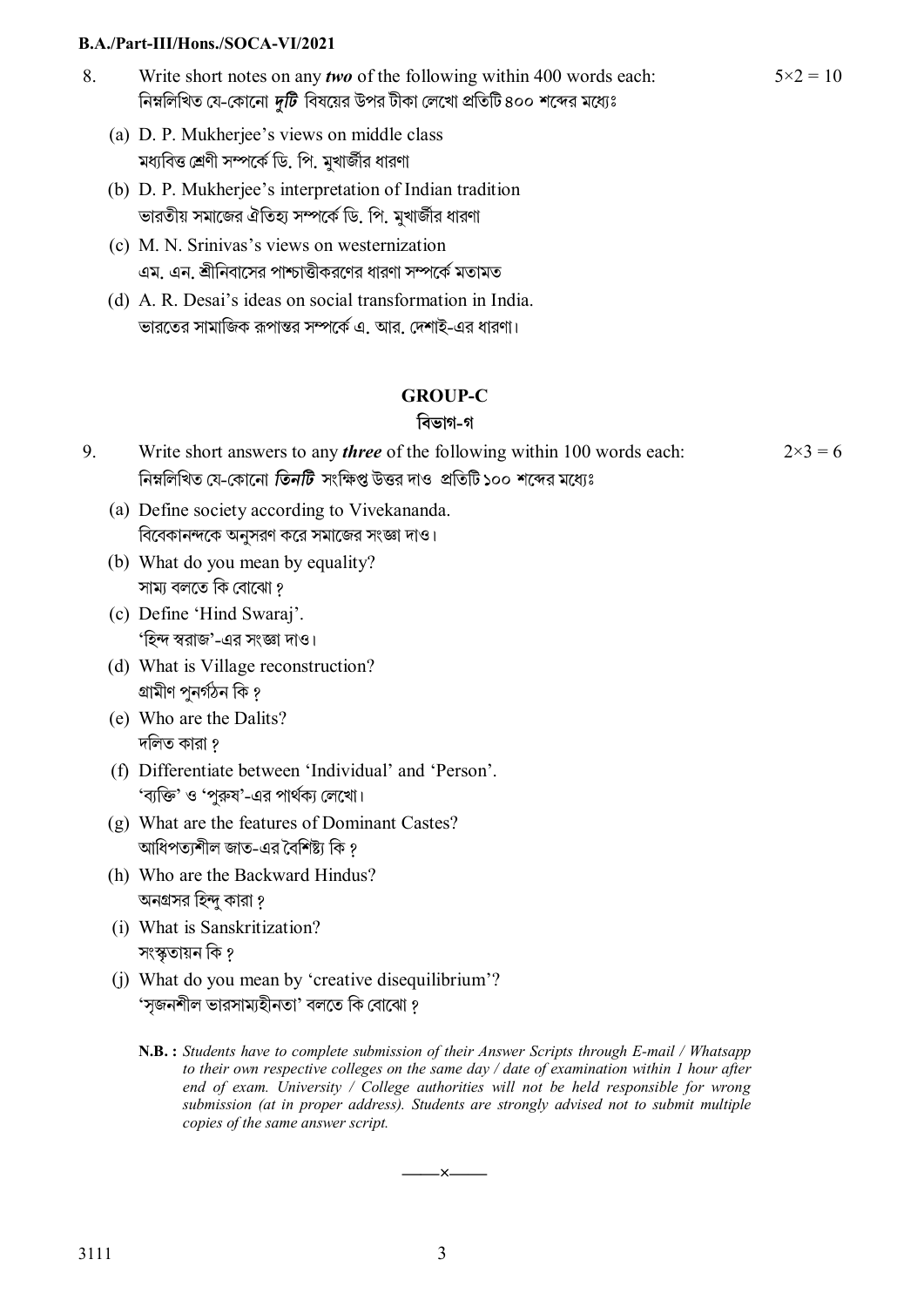8. Write short notes on any ***two*** of the following within 400 words each: $5 \times 2 = 10$

নিম্নলিখিত যে-কোনো ***দুটি*** বিষয়ের উপর টীকা লেখো প্রতিটি ৪০০ শব্দের মধ্যেঃ

(a) D. P. Mukherjee's views on middle class
মধ্যবিত্ত শ্রেণী সম্পর্কে ডি. পি. মুখার্জীর ধারণা

(b) D. P. Mukherjee's interpretation of Indian tradition
ভারতীয় সমাজের ঐতিহ্য সম্পর্কে ডি. পি. মুখার্জীর ধারণা

(c) M. N. Srinivas's views on westernization
এম. এন. শ্রীনিবাসের পাশ্চাত্তীকরণের ধারণা সম্পর্কে মতামত

(d) A. R. Desai's ideas on social transformation in India.
ভারতের সামাজিক রূপান্তর সম্পর্কে এ. আর. দেশাই-এর ধারণা।

## GROUP-C
## বিভাগ-গ

9. Write short answers to any ***three*** of the following within 100 words each: $2 \times 3 = 6$

নিম্নলিখিত যে-কোনো ***তিনটি*** সংক্ষিপ্ত উত্তর দাও প্রতিটি ১০০ শব্দের মধ্যেঃ

(a) Define society according to Vivekananda.
বিবেকানন্দকে অনুসরণ করে সমাজের সংজ্ঞা দাও।

(b) What do you mean by equality?
সাম্য বলতে কি বোঝো?

(c) Define 'Hind Swaraj'.
'হিন্দ স্বরাজ'-এর সংজ্ঞা দাও।

(d) What is Village reconstruction?
গ্রামীণ পুনর্গঠন কি?

(e) Who are the Dalits?
দলিত কারা?

(f) Differentiate between 'Individual' and 'Person'.
'ব্যক্তি' ও 'পুরুষ'-এর পার্থক্য লেখো।

(g) What are the features of Dominant Castes?
আধিপত্যশীল জাত-এর বৈশিষ্ট্য কি?

(h) Who are the Backward Hindus?
অনগ্রসর হিন্দু কারা?

(i) What is Sanskritization?
সংস্কৃতায়ন কি?

(j) What do you mean by 'creative disequilibrium'?
'সৃজনশীল ভারসাম্যহীনতা' বলতে কি বোঝো?

**N.B. :** *Students have to complete submission of their Answer Scripts through E-mail / Whatsapp to their own respective colleges on the same day / date of examination within 1 hour after end of exam. University / College authorities will not be held responsible for wrong submission (at in proper address). Students are strongly advised not to submit multiple copies of the same answer script.*

——×——